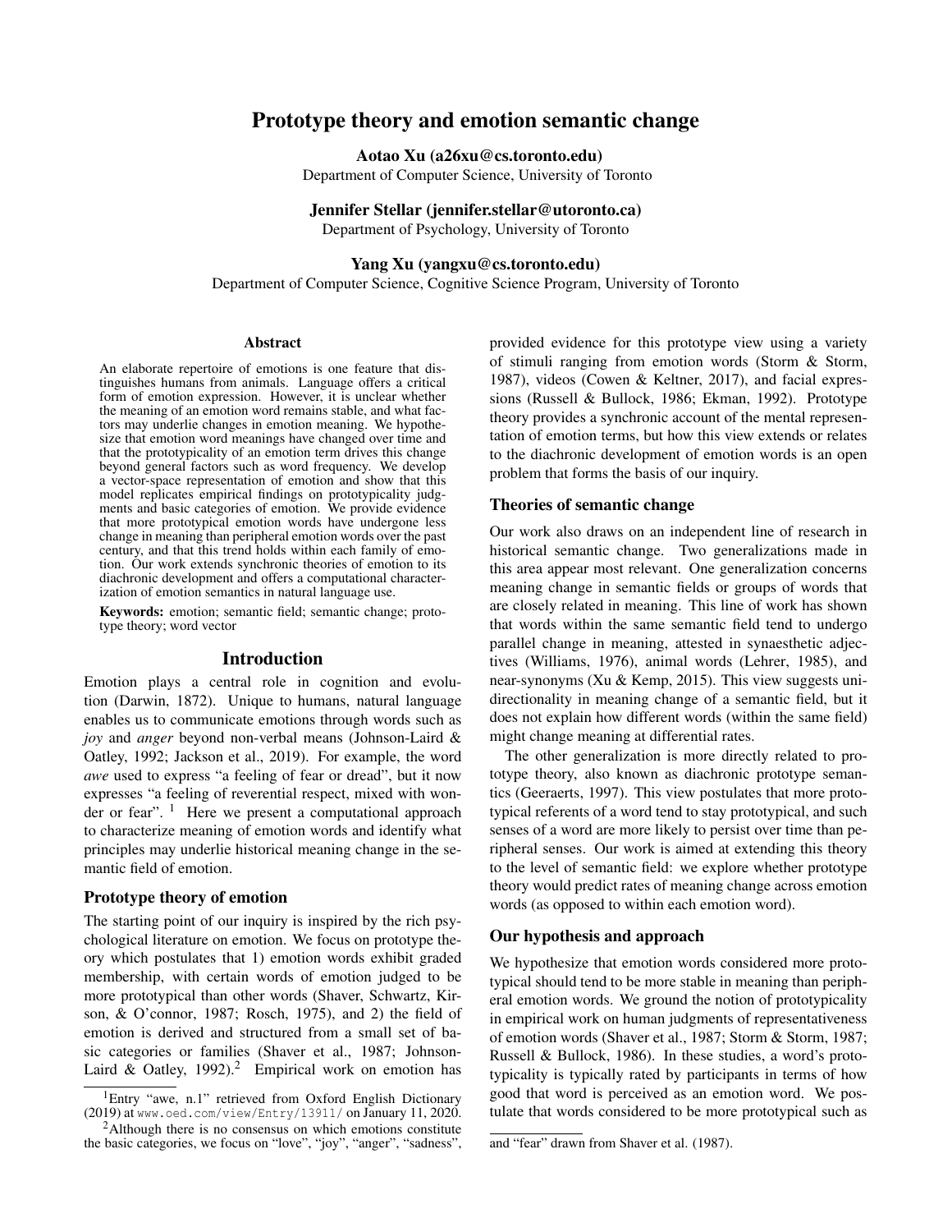# Prototype theory and emotion semantic change

**Aotao Xu (a26xu@cs.toronto.edu)**
Department of Computer Science, University of Toronto

**Jennifer Stellar (jennifer.stellar@utoronto.ca)**
Department of Psychology, University of Toronto

**Yang Xu (yangxu@cs.toronto.edu)**
Department of Computer Science, Cognitive Science Program, University of Toronto

## Abstract

An elaborate repertoire of emotions is one feature that distinguishes humans from animals. Language offers a critical form of emotion expression. However, it is unclear whether the meaning of an emotion word remains stable, and what factors may underlie changes in emotion meaning. We hypothesize that emotion word meanings have changed over time and that the prototypicality of an emotion term drives this change beyond general factors such as word frequency. We develop a vector-space representation of emotion and show that this model replicates empirical findings on prototypicality judgments and basic categories of emotion. We provide evidence that more prototypical emotion words have undergone less change in meaning than peripheral emotion words over the past century, and that this trend holds within each family of emotion. Our work extends synchronic theories of emotion to its diachronic development and offers a computational characterization of emotion semantics in natural language use.

**Keywords:** emotion; semantic field; semantic change; prototype theory; word vector

## Introduction

Emotion plays a central role in cognition and evolution (Darwin, 1872). Unique to humans, natural language enables us to communicate emotions through words such as *joy* and *anger* beyond non-verbal means (Johnson-Laird & Oatley, 1992; Jackson et al., 2019). For example, the word *awe* used to express "a feeling of fear or dread", but it now expresses "a feeling of reverential respect, mixed with wonder or fear". [1] Here we present a computational approach to characterize meaning of emotion words and identify what principles may underlie historical meaning change in the semantic field of emotion.

### Prototype theory of emotion

The starting point of our inquiry is inspired by the rich psychological literature on emotion. We focus on prototype theory which postulates that 1) emotion words exhibit graded membership, with certain words of emotion judged to be more prototypical than other words (Shaver, Schwartz, Kirson, & O'connor, 1987; Rosch, 1975), and 2) the field of emotion is derived and structured from a small set of basic categories or families (Shaver et al., 1987; Johnson-Laird & Oatley, 1992).[2] Empirical work on emotion has provided evidence for this prototype view using a variety of stimuli ranging from emotion words (Storm & Storm, 1987), videos (Cowen & Keltner, 2017), and facial expressions (Russell & Bullock, 1986; Ekman, 1992). Prototype theory provides a synchronic account of the mental representation of emotion terms, but how this view extends or relates to the diachronic development of emotion words is an open problem that forms the basis of our inquiry.

### Theories of semantic change

Our work also draws on an independent line of research in historical semantic change. Two generalizations made in this area appear most relevant. One generalization concerns meaning change in semantic fields or groups of words that are closely related in meaning. This line of work has shown that words within the same semantic field tend to undergo parallel change in meaning, attested in synaesthetic adjectives (Williams, 1976), animal words (Lehrer, 1985), and near-synonyms (Xu & Kemp, 2015). This view suggests unidirectionality in meaning change of a semantic field, but it does not explain how different words (within the same field) might change meaning at differential rates.

The other generalization is more directly related to prototype theory, also known as diachronic prototype semantics (Geeraerts, 1997). This view postulates that more prototypical referents of a word tend to stay prototypical, and such senses of a word are more likely to persist over time than peripheral senses. Our work is aimed at extending this theory to the level of semantic field: we explore whether prototype theory would predict rates of meaning change across emotion words (as opposed to within each emotion word).

### Our hypothesis and approach

We hypothesize that emotion words considered more prototypical should tend to be more stable in meaning than peripheral emotion words. We ground the notion of prototypicality in empirical work on human judgments of representativeness of emotion words (Shaver et al., 1987; Storm & Storm, 1987; Russell & Bullock, 1986). In these studies, a word's prototypicality is typically rated by participants in terms of how good that word is perceived as an emotion word. We postulate that words considered to be more prototypical such as

[1] Entry "awe, n.1" retrieved from Oxford English Dictionary (2019) at www.oed.com/view/Entry/13911/ on January 11, 2020.

[2] Although there is no consensus on which emotions constitute the basic categories, we focus on "love", "joy", "anger", "sadness", and "fear" drawn from Shaver et al. (1987).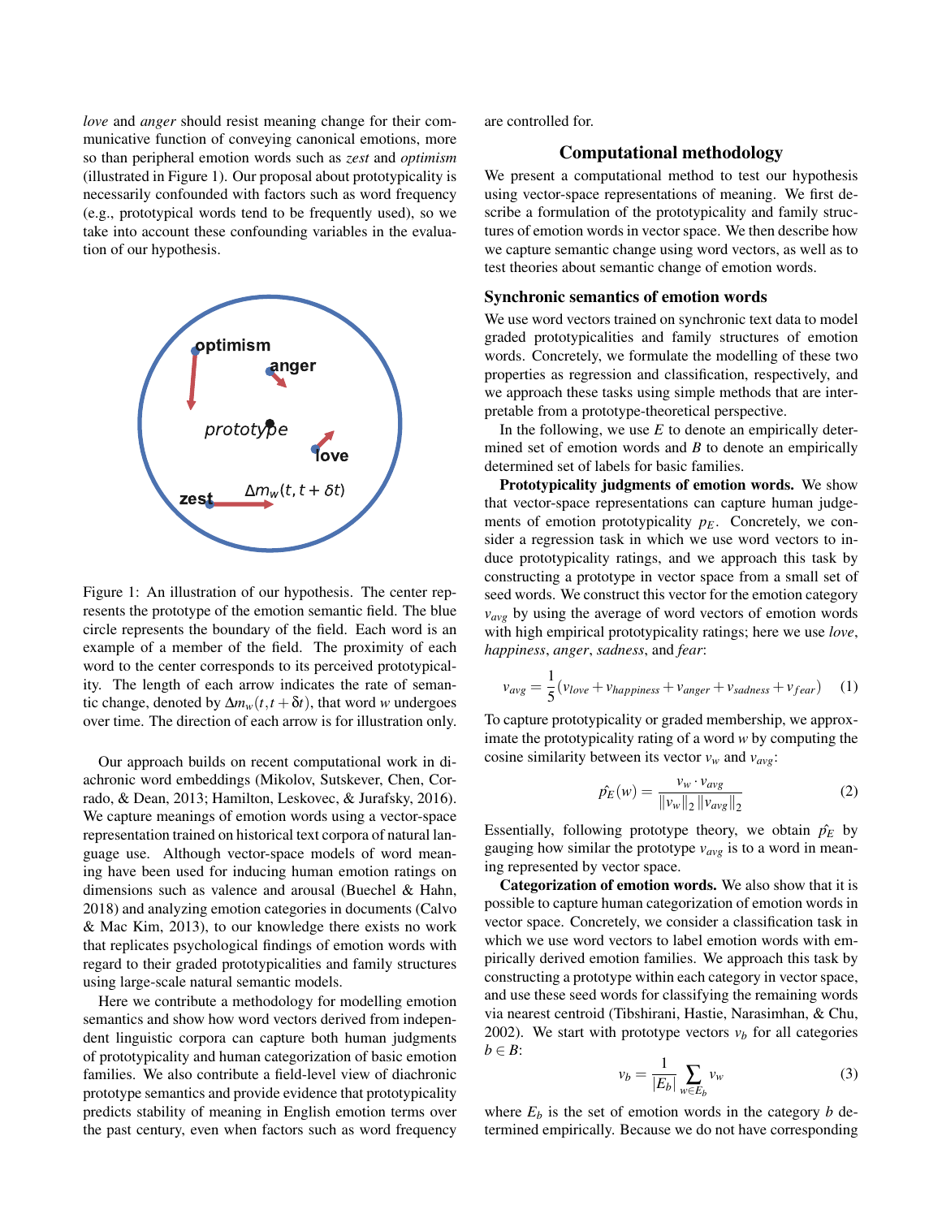*love* and *anger* should resist meaning change for their communicative function of conveying canonical emotions, more so than peripheral emotion words such as *zest* and *optimism* (illustrated in Figure 1). Our proposal about prototypicality is necessarily confounded with factors such as word frequency (e.g., prototypical words tend to be frequently used), so we take into account these confounding variables in the evaluation of our hypothesis.

Figure 1: An illustration of our hypothesis. The center represents the prototype of the emotion semantic field. The blue circle represents the boundary of the field. Each word is an example of a member of the field. The proximity of each word to the center corresponds to its perceived prototypicality. The length of each arrow indicates the rate of semantic change, denoted by $\Delta m_w(t, t+\delta t)$, that word $w$ undergoes over time. The direction of each arrow is for illustration only.

Our approach builds on recent computational work in diachronic word embeddings (Mikolov, Sutskever, Chen, Corrado, & Dean, 2013; Hamilton, Leskovec, & Jurafsky, 2016). We capture meanings of emotion words using a vector-space representation trained on historical text corpora of natural language use. Although vector-space models of word meaning have been used for inducing human emotion ratings on dimensions such as valence and arousal (Buechel & Hahn, 2018) and analyzing emotion categories in documents (Calvo & Mac Kim, 2013), to our knowledge there exists no work that replicates psychological findings of emotion words with regard to their graded prototypicalities and family structures using large-scale natural semantic models.

Here we contribute a methodology for modelling emotion semantics and show how word vectors derived from independent linguistic corpora can capture both human judgments of prototypicality and human categorization of basic emotion families. We also contribute a field-level view of diachronic prototype semantics and provide evidence that prototypicality predicts stability of meaning in English emotion terms over the past century, even when factors such as word frequency are controlled for.

## Computational methodology

We present a computational method to test our hypothesis using vector-space representations of meaning. We first describe a formulation of the prototypicality and family structures of emotion words in vector space. We then describe how we capture semantic change using word vectors, as well as to test theories about semantic change of emotion words.

### Synchronic semantics of emotion words

We use word vectors trained on synchronic text data to model graded prototypicalities and family structures of emotion words. Concretely, we formulate the modelling of these two properties as regression and classification, respectively, and we approach these tasks using simple methods that are interpretable from a prototype-theoretical perspective.

In the following, we use $E$ to denote an empirically determined set of emotion words and $B$ to denote an empirically determined set of labels for basic families.

**Prototypicality judgments of emotion words.** We show that vector-space representations can capture human judgements of emotion prototypicality $p_E$. Concretely, we consider a regression task in which we use word vectors to induce prototypicality ratings, and we approach this task by constructing a prototype in vector space from a small set of seed words. We construct this vector for the emotion category $v_{avg}$ by using the average of word vectors of emotion words with high empirical prototypicality ratings; here we use *love*, *happiness*, *anger*, *sadness*, and *fear*:

$$v_{avg} = \frac{1}{5}(v_{love} + v_{happiness} + v_{anger} + v_{sadness} + v_{fear}) \quad (1)$$

To capture prototypicality or graded membership, we approximate the prototypicality rating of a word $w$ by computing the cosine similarity between its vector $v_w$ and $v_{avg}$:

$$\hat{p_E}(w) = \frac{v_w \cdot v_{avg}}{\|v_w\|_2 \|v_{avg}\|_2} \quad (2)$$

Essentially, following prototype theory, we obtain $\hat{p_E}$ by gauging how similar the prototype $v_{avg}$ is to a word in meaning represented by vector space.

**Categorization of emotion words.** We also show that it is possible to capture human categorization of emotion words in vector space. Concretely, we consider a classification task in which we use word vectors to label emotion words with empirically derived emotion families. We approach this task by constructing a prototype within each category in vector space, and use these seed words for classifying the remaining words via nearest centroid (Tibshirani, Hastie, Narasimhan, & Chu, 2002). We start with prototype vectors $v_b$ for all categories $b \in B$:

$$v_b = \frac{1}{|E_b|} \sum_{w \in E_b} v_w \quad (3)$$

where $E_b$ is the set of emotion words in the category $b$ determined empirically. Because we do not have corresponding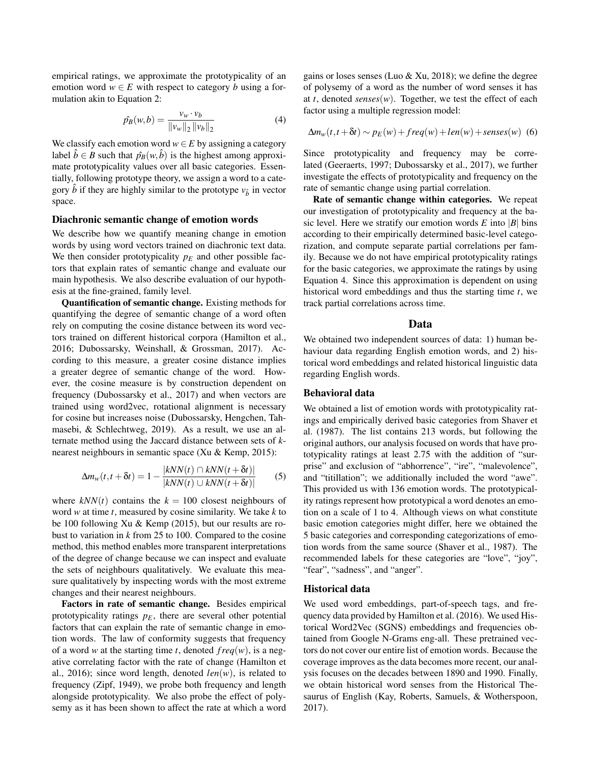empirical ratings, we approximate the prototypicality of an emotion word $w \in E$ with respect to category $b$ using a formulation akin to Equation 2:

$$\hat{p_B}(w,b) = \frac{v_w \cdot v_b}{\|v_w\|_2 \, \|v_b\|_2} \tag{4}$$

We classify each emotion word $w \in E$ by assigning a category label $\hat{b} \in B$ such that $\hat{p_B}(w,\hat{b})$ is the highest among approximate prototypicality values over all basic categories. Essentially, following prototype theory, we assign a word to a category $\hat{b}$ if they are highly similar to the prototype $v_{\hat{b}}$ in vector space.

### Diachronic semantic change of emotion words

We describe how we quantify meaning change in emotion words by using word vectors trained on diachronic text data. We then consider prototypicality $p_E$ and other possible factors that explain rates of semantic change and evaluate our main hypothesis. We also describe evaluation of our hypothesis at the fine-grained, family level.

**Quantification of semantic change.** Existing methods for quantifying the degree of semantic change of a word often rely on computing the cosine distance between its word vectors trained on different historical corpora (Hamilton et al., 2016; Dubossarsky, Weinshall, & Grossman, 2017). According to this measure, a greater cosine distance implies a greater degree of semantic change of the word. However, the cosine measure is by construction dependent on frequency (Dubossarsky et al., 2017) and when vectors are trained using word2vec, rotational alignment is necessary for cosine but increases noise (Dubossarsky, Hengchen, Tahmasebi, & Schlechtweg, 2019). As a result, we use an alternate method using the Jaccard distance between sets of $k$-nearest neighbours in semantic space (Xu & Kemp, 2015):

$$\Delta m_w(t, t+\delta t) = 1 - \frac{|kNN(t) \cap kNN(t+\delta t)|}{|kNN(t) \cup kNN(t+\delta t)|} \tag{5}$$

where $kNN(t)$ contains the $k = 100$ closest neighbours of word $w$ at time $t$, measured by cosine similarity. We take $k$ to be 100 following Xu & Kemp (2015), but our results are robust to variation in $k$ from 25 to 100. Compared to the cosine method, this method enables more transparent interpretations of the degree of change because we can inspect and evaluate the sets of neighbours qualitatively. We evaluate this measure qualitatively by inspecting words with the most extreme changes and their nearest neighbours.

**Factors in rate of semantic change.** Besides empirical prototypicality ratings $p_E$, there are several other potential factors that can explain the rate of semantic change in emotion words. The law of conformity suggests that frequency of a word $w$ at the starting time $t$, denoted $freq(w)$, is a negative correlating factor with the rate of change (Hamilton et al., 2016); since word length, denoted $len(w)$, is related to frequency (Zipf, 1949), we probe both frequency and length alongside prototypicality. We also probe the effect of polysemy as it has been shown to affect the rate at which a word gains or loses senses (Luo & Xu, 2018); we define the degree of polysemy of a word as the number of word senses it has at $t$, denoted $senses(w)$. Together, we test the effect of each factor using a multiple regression model:

$$\Delta m_w(t, t+\delta t) \sim p_E(w) + freq(w) + len(w) + senses(w) \tag{6}$$

Since prototypicality and frequency may be correlated (Geeraerts, 1997; Dubossarsky et al., 2017), we further investigate the effects of prototypicality and frequency on the rate of semantic change using partial correlation.

**Rate of semantic change within categories.** We repeat our investigation of prototypicality and frequency at the basic level. Here we stratify our emotion words $E$ into $|B|$ bins according to their empirically determined basic-level categorization, and compute separate partial correlations per family. Because we do not have empirical prototypicality ratings for the basic categories, we approximate the ratings by using Equation 4. Since this approximation is dependent on using historical word embeddings and thus the starting time $t$, we track partial correlations across time.

## Data

We obtained two independent sources of data: 1) human behaviour data regarding English emotion words, and 2) historical word embeddings and related historical linguistic data regarding English words.

### Behavioral data

We obtained a list of emotion words with prototypicality ratings and empirically derived basic categories from Shaver et al. (1987). The list contains 213 words, but following the original authors, our analysis focused on words that have prototypicality ratings at least 2.75 with the addition of "surprise" and exclusion of "abhorrence", "ire", "malevolence", and "titillation"; we additionally included the word "awe". This provided us with 136 emotion words. The prototypicality ratings represent how prototypical a word denotes an emotion on a scale of 1 to 4. Although views on what constitute basic emotion categories might differ, here we obtained the 5 basic categories and corresponding categorizations of emotion words from the same source (Shaver et al., 1987). The recommended labels for these categories are "love", "joy", "fear", "sadness", and "anger".

### Historical data

We used word embeddings, part-of-speech tags, and frequency data provided by Hamilton et al. (2016). We used Historical Word2Vec (SGNS) embeddings and frequencies obtained from Google N-Grams eng-all. These pretrained vectors do not cover our entire list of emotion words. Because the coverage improves as the data becomes more recent, our analysis focuses on the decades between 1890 and 1990. Finally, we obtain historical word senses from the Historical Thesaurus of English (Kay, Roberts, Samuels, & Wotherspoon, 2017).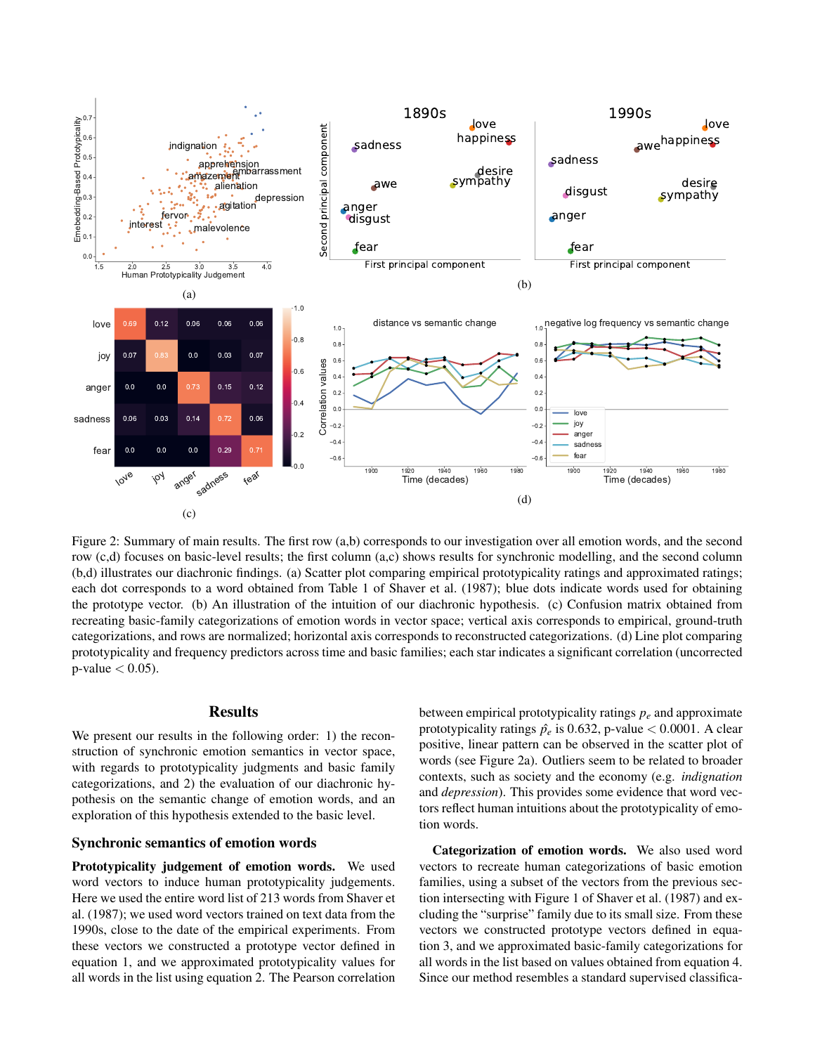Figure 2: Summary of main results. The first row (a,b) corresponds to our investigation over all emotion words, and the second row (c,d) focuses on basic-level results; the first column (a,c) shows results for synchronic modelling, and the second column (b,d) illustrates our diachronic findings. (a) Scatter plot comparing empirical prototypicality ratings and approximated ratings; each dot corresponds to a word obtained from Table 1 of Shaver et al. (1987); blue dots indicate words used for obtaining the prototype vector. (b) An illustration of the intuition of our diachronic hypothesis. (c) Confusion matrix obtained from recreating basic-family categorizations of emotion words in vector space; vertical axis corresponds to empirical, ground-truth categorizations, and rows are normalized; horizontal axis corresponds to reconstructed categorizations. (d) Line plot comparing prototypicality and frequency predictors across time and basic families; each star indicates a significant correlation (uncorrected p-value $< 0.05$).

## Results

We present our results in the following order: 1) the reconstruction of synchronic emotion semantics in vector space, with regards to prototypicality judgments and basic family categorizations, and 2) the evaluation of our diachronic hypothesis on the semantic change of emotion words, and an exploration of this hypothesis extended to the basic level.

### Synchronic semantics of emotion words

**Prototypicality judgement of emotion words.** We used word vectors to induce human prototypicality judgements. Here we used the entire word list of 213 words from Shaver et al. (1987); we used word vectors trained on text data from the 1990s, close to the date of the empirical experiments. From these vectors we constructed a prototype vector defined in equation 1, and we approximated prototypicality values for all words in the list using equation 2. The Pearson correlation between empirical prototypicality ratings $p_e$ and approximate prototypicality ratings $\hat{p_e}$ is 0.632, p-value $< 0.0001$. A clear positive, linear pattern can be observed in the scatter plot of words (see Figure 2a). Outliers seem to be related to broader contexts, such as society and the economy (e.g. *indignation* and *depression*). This provides some evidence that word vectors reflect human intuitions about the prototypicality of emotion words.

**Categorization of emotion words.** We also used word vectors to recreate human categorizations of basic emotion families, using a subset of the vectors from the previous section intersecting with Figure 1 of Shaver et al. (1987) and excluding the "surprise" family due to its small size. From these vectors we constructed prototype vectors defined in equation 3, and we approximated basic-family categorizations for all words in the list based on values obtained from equation 4. Since our method resembles a standard supervised classifica-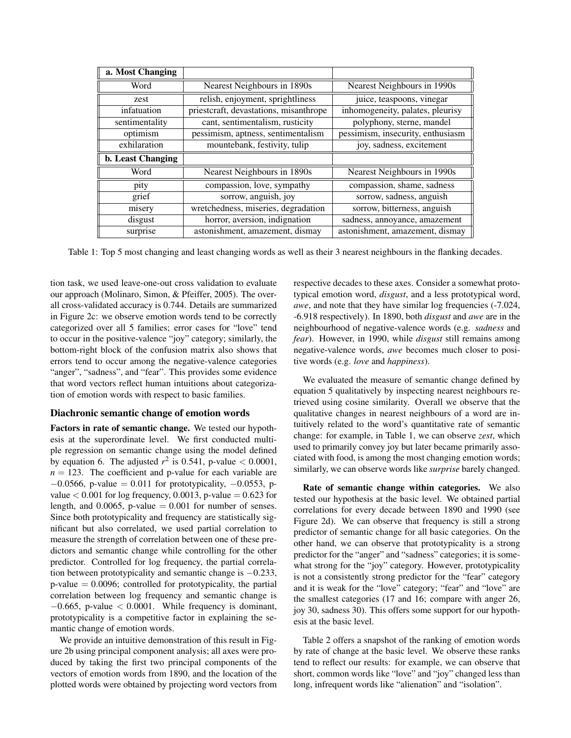| a. Most Changing | | |
|---|---|---|
| Word | Nearest Neighbours in 1890s | Nearest Neighbours in 1990s |
| zest | relish, enjoyment, sprightliness | juice, teaspoons, vinegar |
| infatuation | priestcraft, devastations, misanthrope | inhomogeneity, palates, pleurisy |
| sentimentality | cant, sentimentalism, rusticity | polyphony, sterne, mandel |
| optimism | pessimism, aptness, sentimentalism | pessimism, insecurity, enthusiasm |
| exhilaration | mountebank, festivity, tulip | joy, sadness, excitement |
| **b. Least Changing** | | |
| Word | Nearest Neighbours in 1890s | Nearest Neighbours in 1990s |
| pity | compassion, love, sympathy | compassion, shame, sadness |
| grief | sorrow, anguish, joy | sorrow, sadness, anguish |
| misery | wretchedness, miseries, degradation | sorrow, bitterness, anguish |
| disgust | horror, aversion, indignation | sadness, annoyance, amazement |
| surprise | astonishment, amazement, dismay | astonishment, amazement, dismay |

Table 1: Top 5 most changing and least changing words as well as their 3 nearest neighbours in the flanking decades.

tion task, we used leave-one-out cross validation to evaluate our approach (Molinaro, Simon, & Pfeiffer, 2005). The overall cross-validated accuracy is 0.744. Details are summarized in Figure 2c: we observe emotion words tend to be correctly categorized over all 5 families; error cases for "love" tend to occur in the positive-valence "joy" category; similarly, the bottom-right block of the confusion matrix also shows that errors tend to occur among the negative-valence categories "anger", "sadness", and "fear". This provides some evidence that word vectors reflect human intuitions about categorization of emotion words with respect to basic families.

### Diachronic semantic change of emotion words

**Factors in rate of semantic change.** We tested our hypothesis at the superordinate level. We first conducted multiple regression on semantic change using the model defined by equation 6. The adjusted $r^2$ is 0.541, p-value $< 0.0001$, $n = 123$. The coefficient and p-value for each variable are $-0.0566$, p-value $= 0.011$ for prototypicality, $-0.0553$, p-value $< 0.001$ for log frequency, 0.0013, p-value $= 0.623$ for length, and 0.0065, p-value $= 0.001$ for number of senses. Since both prototypicality and frequency are statistically significant but also correlated, we used partial correlation to measure the strength of correlation between one of these predictors and semantic change while controlling for the other predictor. Controlled for log frequency, the partial correlation between prototypicality and semantic change is $-0.233$, p-value $= 0.0096$; controlled for prototypicality, the partial correlation between log frequency and semantic change is $-0.665$, p-value $< 0.0001$. While frequency is dominant, prototypicality is a competitive factor in explaining the semantic change of emotion words.

We provide an intuitive demonstration of this result in Figure 2b using principal component analysis; all axes were produced by taking the first two principal components of the vectors of emotion words from 1890, and the location of the plotted words were obtained by projecting word vectors from respective decades to these axes. Consider a somewhat prototypical emotion word, *disgust*, and a less prototypical word, *awe*, and note that they have similar log frequencies (-7.024, -6.918 respectively). In 1890, both *disgust* and *awe* are in the neighbourhood of negative-valence words (e.g. *sadness* and *fear*). However, in 1990, while *disgust* still remains among negative-valence words, *awe* becomes much closer to positive words (e.g. *love* and *happiness*).

We evaluated the measure of semantic change defined by equation 5 qualitatively by inspecting nearest neighbours retrieved using cosine similarity. Overall we observe that the qualitative changes in nearest neighbours of a word are intuitively related to the word's quantitative rate of semantic change: for example, in Table 1, we can observe *zest*, which used to primarily convey joy but later became primarily associated with food, is among the most changing emotion words; similarly, we can observe words like *surprise* barely changed.

**Rate of semantic change within categories.** We also tested our hypothesis at the basic level. We obtained partial correlations for every decade between 1890 and 1990 (see Figure 2d). We can observe that frequency is still a strong predictor of semantic change for all basic categories. On the other hand, we can observe that prototypicality is a strong predictor for the "anger" and "sadness" categories; it is somewhat strong for the "joy" category. However, prototypicality is not a consistently strong predictor for the "fear" category and it is weak for the "love" category; "fear" and "love" are the smallest categories (17 and 16; compare with anger 26, joy 30, sadness 30). This offers some support for our hypothesis at the basic level.

Table 2 offers a snapshot of the ranking of emotion words by rate of change at the basic level. We observe these ranks tend to reflect our results: for example, we can observe that short, common words like "love" and "joy" changed less than long, infrequent words like "alienation" and "isolation".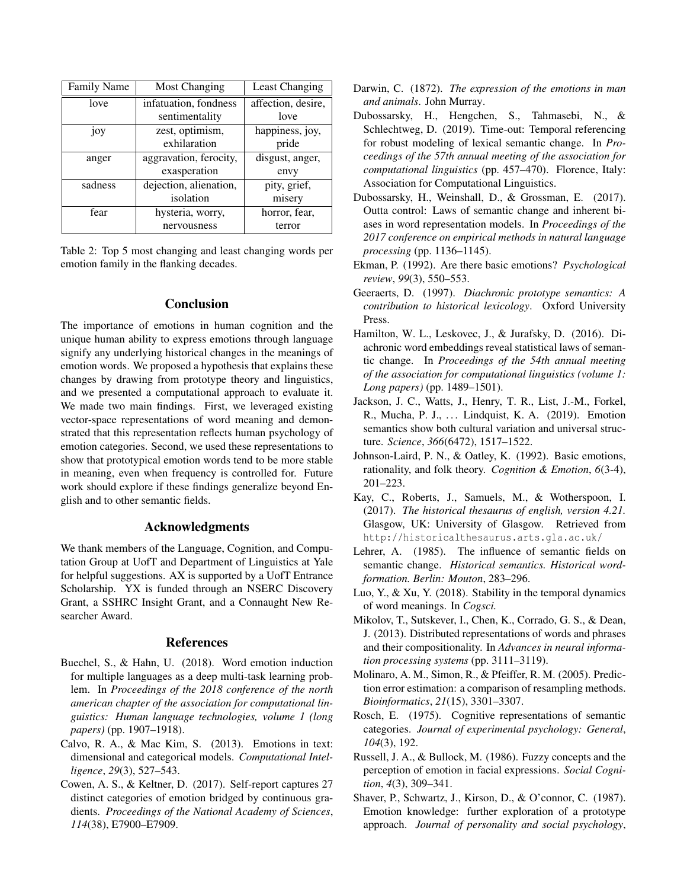| Family Name | Most Changing | Least Changing |
|---|---|---|
| love | infatuation, fondness sentimentality | affection, desire, love |
| joy | zest, optimism, exhilaration | happiness, joy, pride |
| anger | aggravation, ferocity, exasperation | disgust, anger, envy |
| sadness | dejection, alienation, isolation | pity, grief, misery |
| fear | hysteria, worry, nervousness | horror, fear, terror |

Table 2: Top 5 most changing and least changing words per emotion family in the flanking decades.

## Conclusion

The importance of emotions in human cognition and the unique human ability to express emotions through language signify any underlying historical changes in the meanings of emotion words. We proposed a hypothesis that explains these changes by drawing from prototype theory and linguistics, and we presented a computational approach to evaluate it. We made two main findings. First, we leveraged existing vector-space representations of word meaning and demonstrated that this representation reflects human psychology of emotion categories. Second, we used these representations to show that prototypical emotion words tend to be more stable in meaning, even when frequency is controlled for. Future work should explore if these findings generalize beyond English and to other semantic fields.

## Acknowledgments

We thank members of the Language, Cognition, and Computation Group at UofT and Department of Linguistics at Yale for helpful suggestions. AX is supported by a UofT Entrance Scholarship. YX is funded through an NSERC Discovery Grant, a SSHRC Insight Grant, and a Connaught New Researcher Award.

## References

Buechel, S., & Hahn, U. (2018). Word emotion induction for multiple languages as a deep multi-task learning problem. In *Proceedings of the 2018 conference of the north american chapter of the association for computational linguistics: Human language technologies, volume 1 (long papers)* (pp. 1907–1918).

Calvo, R. A., & Mac Kim, S. (2013). Emotions in text: dimensional and categorical models. *Computational Intelligence*, *29*(3), 527–543.

Cowen, A. S., & Keltner, D. (2017). Self-report captures 27 distinct categories of emotion bridged by continuous gradients. *Proceedings of the National Academy of Sciences*, *114*(38), E7900–E7909.

Darwin, C. (1872). *The expression of the emotions in man and animals*. John Murray.

Dubossarsky, H., Hengchen, S., Tahmasebi, N., & Schlechtweg, D. (2019). Time-out: Temporal referencing for robust modeling of lexical semantic change. In *Proceedings of the 57th annual meeting of the association for computational linguistics* (pp. 457–470). Florence, Italy: Association for Computational Linguistics.

Dubossarsky, H., Weinshall, D., & Grossman, E. (2017). Outta control: Laws of semantic change and inherent biases in word representation models. In *Proceedings of the 2017 conference on empirical methods in natural language processing* (pp. 1136–1145).

Ekman, P. (1992). Are there basic emotions? *Psychological review*, *99*(3), 550–553.

Geeraerts, D. (1997). *Diachronic prototype semantics: A contribution to historical lexicology*. Oxford University Press.

Hamilton, W. L., Leskovec, J., & Jurafsky, D. (2016). Diachronic word embeddings reveal statistical laws of semantic change. In *Proceedings of the 54th annual meeting of the association for computational linguistics (volume 1: Long papers)* (pp. 1489–1501).

Jackson, J. C., Watts, J., Henry, T. R., List, J.-M., Forkel, R., Mucha, P. J., ... Lindquist, K. A. (2019). Emotion semantics show both cultural variation and universal structure. *Science*, *366*(6472), 1517–1522.

Johnson-Laird, P. N., & Oatley, K. (1992). Basic emotions, rationality, and folk theory. *Cognition & Emotion*, *6*(3-4), 201–223.

Kay, C., Roberts, J., Samuels, M., & Wotherspoon, I. (2017). *The historical thesaurus of english, version 4.21*. Glasgow, UK: University of Glasgow. Retrieved from http://historicalthesaurus.arts.gla.ac.uk/

Lehrer, A. (1985). The influence of semantic fields on semantic change. *Historical semantics. Historical word-formation. Berlin: Mouton*, 283–296.

Luo, Y., & Xu, Y. (2018). Stability in the temporal dynamics of word meanings. In *Cogsci.*

Mikolov, T., Sutskever, I., Chen, K., Corrado, G. S., & Dean, J. (2013). Distributed representations of words and phrases and their compositionality. In *Advances in neural information processing systems* (pp. 3111–3119).

Molinaro, A. M., Simon, R., & Pfeiffer, R. M. (2005). Prediction error estimation: a comparison of resampling methods. *Bioinformatics*, *21*(15), 3301–3307.

Rosch, E. (1975). Cognitive representations of semantic categories. *Journal of experimental psychology: General*, *104*(3), 192.

Russell, J. A., & Bullock, M. (1986). Fuzzy concepts and the perception of emotion in facial expressions. *Social Cognition*, *4*(3), 309–341.

Shaver, P., Schwartz, J., Kirson, D., & O'connor, C. (1987). Emotion knowledge: further exploration of a prototype approach. *Journal of personality and social psychology*,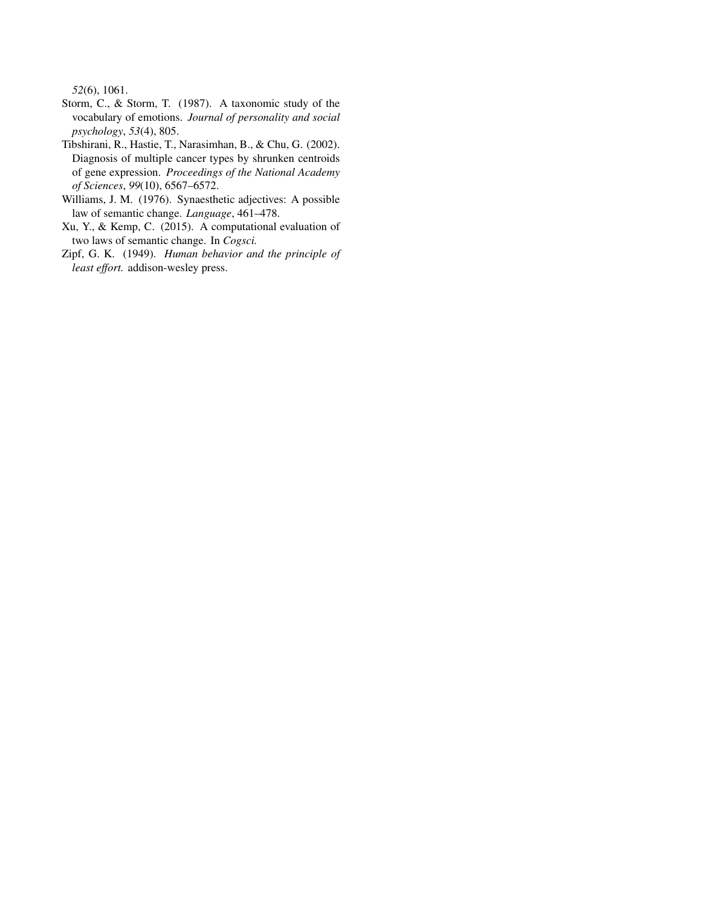*52*(6), 1061.

Storm, C., & Storm, T. (1987). A taxonomic study of the vocabulary of emotions. *Journal of personality and social psychology*, *53*(4), 805.

Tibshirani, R., Hastie, T., Narasimhan, B., & Chu, G. (2002). Diagnosis of multiple cancer types by shrunken centroids of gene expression. *Proceedings of the National Academy of Sciences*, *99*(10), 6567–6572.

Williams, J. M. (1976). Synaesthetic adjectives: A possible law of semantic change. *Language*, 461–478.

Xu, Y., & Kemp, C. (2015). A computational evaluation of two laws of semantic change. In *Cogsci.*

Zipf, G. K. (1949). *Human behavior and the principle of least effort.* addison-wesley press.